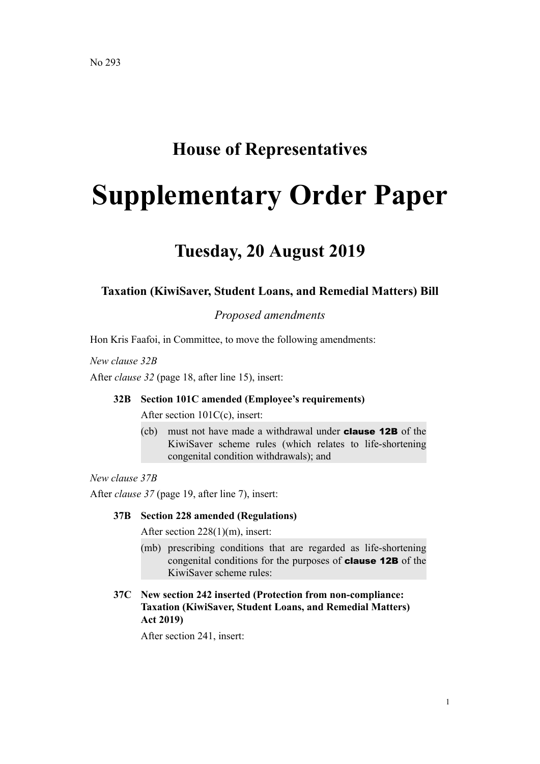No 293

## House of Representatives

# Supplementary Order Paper

## Tuesday, 20 August 2019

### Taxation (KiwiSaver, Student Loans, and Remedial Matters) Bill

*Proposed amendments*

Hon Kris Faafoi, in Committee, to move the following amendments:

*New clause 32B*

After *clause 32* (page 18, after line 15), insert:

**32B Section 101C amended (Employee's requirements)**

After section 101C(c), insert:

(cb) must not have made a withdrawal under **clause 12B** of the KiwiSaver scheme rules (which relates to life-shortening congenital condition withdrawals); and

*New clause 37B*

After *clause 37* (page 19, after line 7), insert:

**37B Section 228 amended (Regulations)**

After section 228(1)(m), insert:

(mb) prescribing conditions that are regarded as life-shortening congenital conditions for the purposes of **clause 12B** of the KiwiSaver scheme rules:

**37C New section 242 inserted (Protection from non-compliance: Taxation (KiwiSaver, Student Loans, and Remedial Matters) Act 2019)**

After section 241, insert: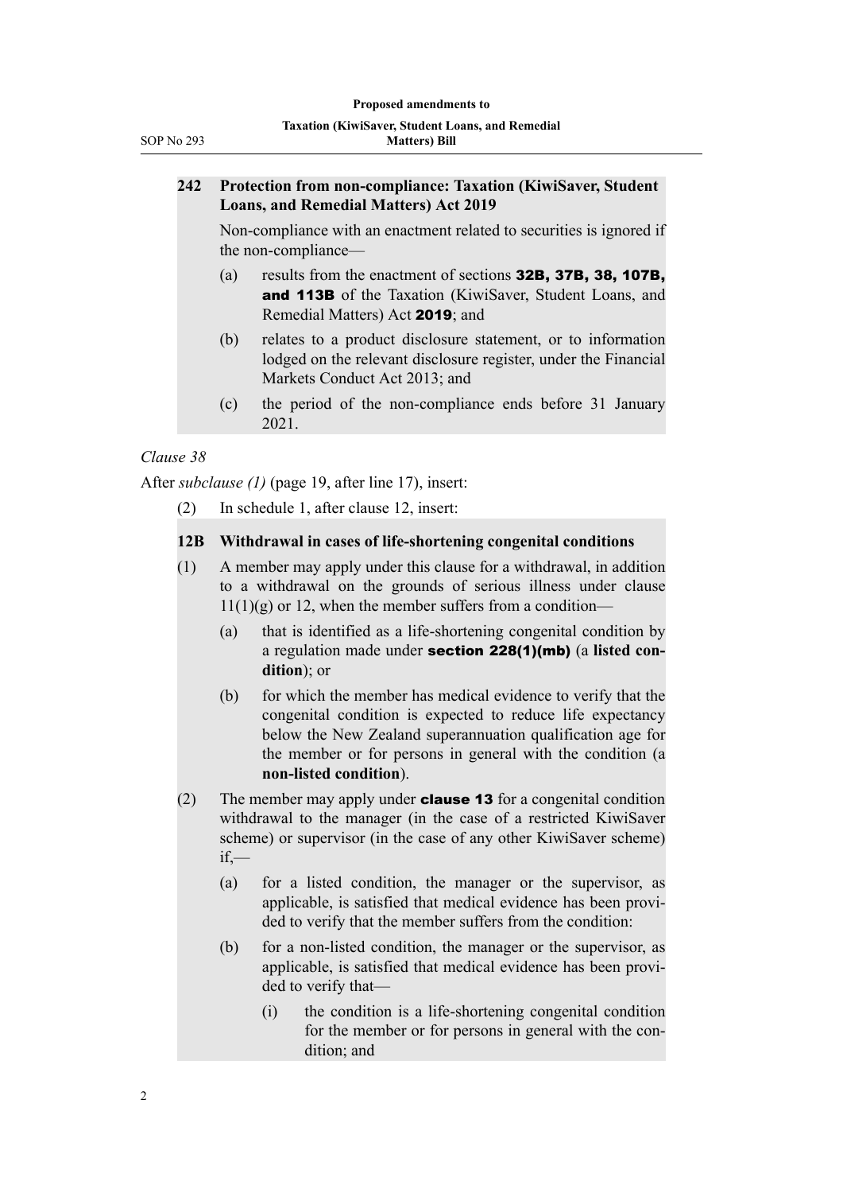**242 Protection from non-compliance: Taxation (KiwiSaver, Student Loans, and Remedial Matters) Act 2019**

Non-compliance with an enactment related to securities is ignored if the non-compliance—

(a) results from the enactment of sections **32B, 37B, 38, 107B, and 113B** of the Taxation (KiwiSaver, Student Loans, and Remedial Matters) Act **2019**; and

(b) relates to a product disclosure statement, or to information lodged on the relevant disclosure register, under the Financial Markets Conduct Act 2013; and

(c) the period of the non-compliance ends before 31 January 2021.

*Clause 38*

After *subclause (1)* (page 19, after line 17), insert:

(2) In schedule 1, after clause 12, insert:

**12B Withdrawal in cases of life-shortening congenital conditions**

(1) A member may apply under this clause for a withdrawal, in addition to a withdrawal on the grounds of serious illness under clause 11(1)(g) or 12, when the member suffers from a condition—

(a) that is identified as a life-shortening congenital condition by a regulation made under **section 228(1)(mb)** (a **listed condition**); or

(b) for which the member has medical evidence to verify that the congenital condition is expected to reduce life expectancy below the New Zealand superannuation qualification age for the member or for persons in general with the condition (a **non-listed condition**).

(2) The member may apply under **clause 13** for a congenital condition withdrawal to the manager (in the case of a restricted KiwiSaver scheme) or supervisor (in the case of any other KiwiSaver scheme) if,—

(a) for a listed condition, the manager or the supervisor, as applicable, is satisfied that medical evidence has been provided to verify that the member suffers from the condition:

(b) for a non-listed condition, the manager or the supervisor, as applicable, is satisfied that medical evidence has been provided to verify that—

(i) the condition is a life-shortening congenital condition for the member or for persons in general with the condition; and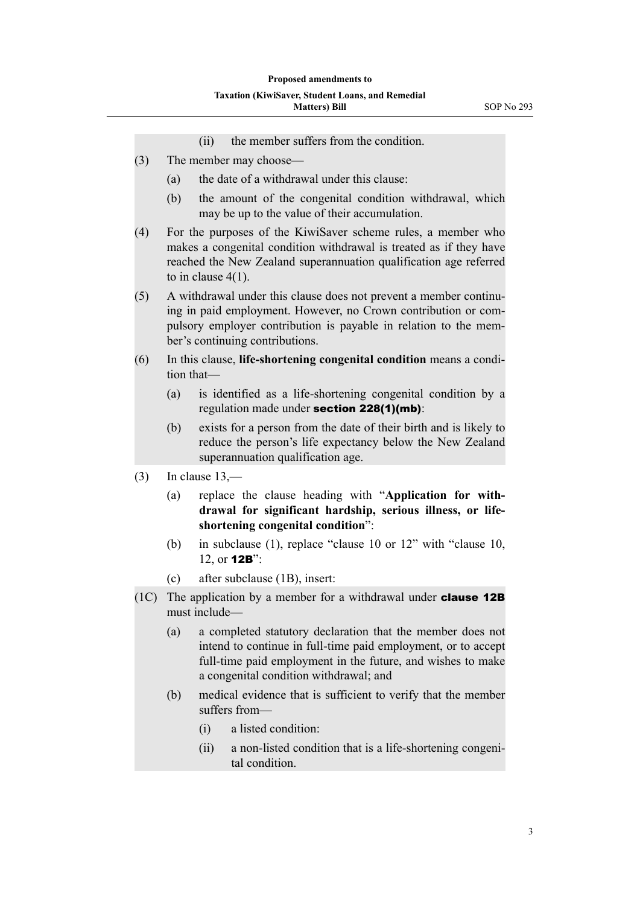(ii) the member suffers from the condition.

(3) The member may choose—

(a) the date of a withdrawal under this clause:

(b) the amount of the congenital condition withdrawal, which may be up to the value of their accumulation.

(4) For the purposes of the KiwiSaver scheme rules, a member who makes a congenital condition withdrawal is treated as if they have reached the New Zealand superannuation qualification age referred to in clause 4(1).

(5) A withdrawal under this clause does not prevent a member continuing in paid employment. However, no Crown contribution or compulsory employer contribution is payable in relation to the member's continuing contributions.

(6) In this clause, **life-shortening congenital condition** means a condition that—

(a) is identified as a life-shortening congenital condition by a regulation made under **section 228(1)(mb)**:

(b) exists for a person from the date of their birth and is likely to reduce the person's life expectancy below the New Zealand superannuation qualification age.

(3) In clause 13,—

(a) replace the clause heading with "**Application for withdrawal for significant hardship, serious illness, or life-shortening congenital condition**":

(b) in subclause (1), replace "clause 10 or 12" with "clause 10, 12, or **12B**":

(c) after subclause (1B), insert:

(1C) The application by a member for a withdrawal under **clause 12B** must include—

(a) a completed statutory declaration that the member does not intend to continue in full-time paid employment, or to accept full-time paid employment in the future, and wishes to make a congenital condition withdrawal; and

(b) medical evidence that is sufficient to verify that the member suffers from—

(i) a listed condition:

(ii) a non-listed condition that is a life-shortening congenital condition.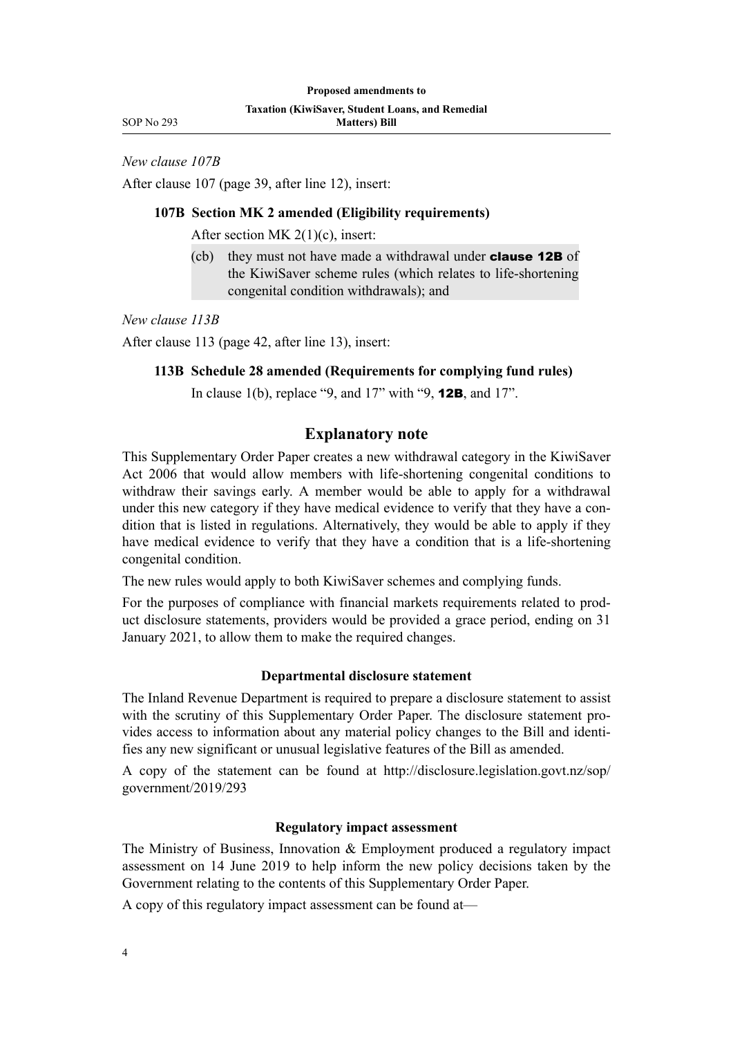*New clause 107B*

After clause 107 (page 39, after line 12), insert:

### 107B Section MK 2 amended (Eligibility requirements)

After section MK 2(1)(c), insert:

(cb) they must not have made a withdrawal under **clause 12B** of the KiwiSaver scheme rules (which relates to life-shortening congenital condition withdrawals); and

*New clause 113B*

After clause 113 (page 42, after line 13), insert:

### 113B Schedule 28 amended (Requirements for complying fund rules)

In clause 1(b), replace "9, and 17" with "9, **12B**, and 17".

## Explanatory note

This Supplementary Order Paper creates a new withdrawal category in the KiwiSaver Act 2006 that would allow members with life-shortening congenital conditions to withdraw their savings early. A member would be able to apply for a withdrawal under this new category if they have medical evidence to verify that they have a condition that is listed in regulations. Alternatively, they would be able to apply if they have medical evidence to verify that they have a condition that is a life-shortening congenital condition.

The new rules would apply to both KiwiSaver schemes and complying funds.

For the purposes of compliance with financial markets requirements related to product disclosure statements, providers would be provided a grace period, ending on 31 January 2021, to allow them to make the required changes.

### Departmental disclosure statement

The Inland Revenue Department is required to prepare a disclosure statement to assist with the scrutiny of this Supplementary Order Paper. The disclosure statement provides access to information about any material policy changes to the Bill and identifies any new significant or unusual legislative features of the Bill as amended.

A copy of the statement can be found at http://disclosure.legislation.govt.nz/sop/government/2019/293

### Regulatory impact assessment

The Ministry of Business, Innovation & Employment produced a regulatory impact assessment on 14 June 2019 to help inform the new policy decisions taken by the Government relating to the contents of this Supplementary Order Paper.

A copy of this regulatory impact assessment can be found at—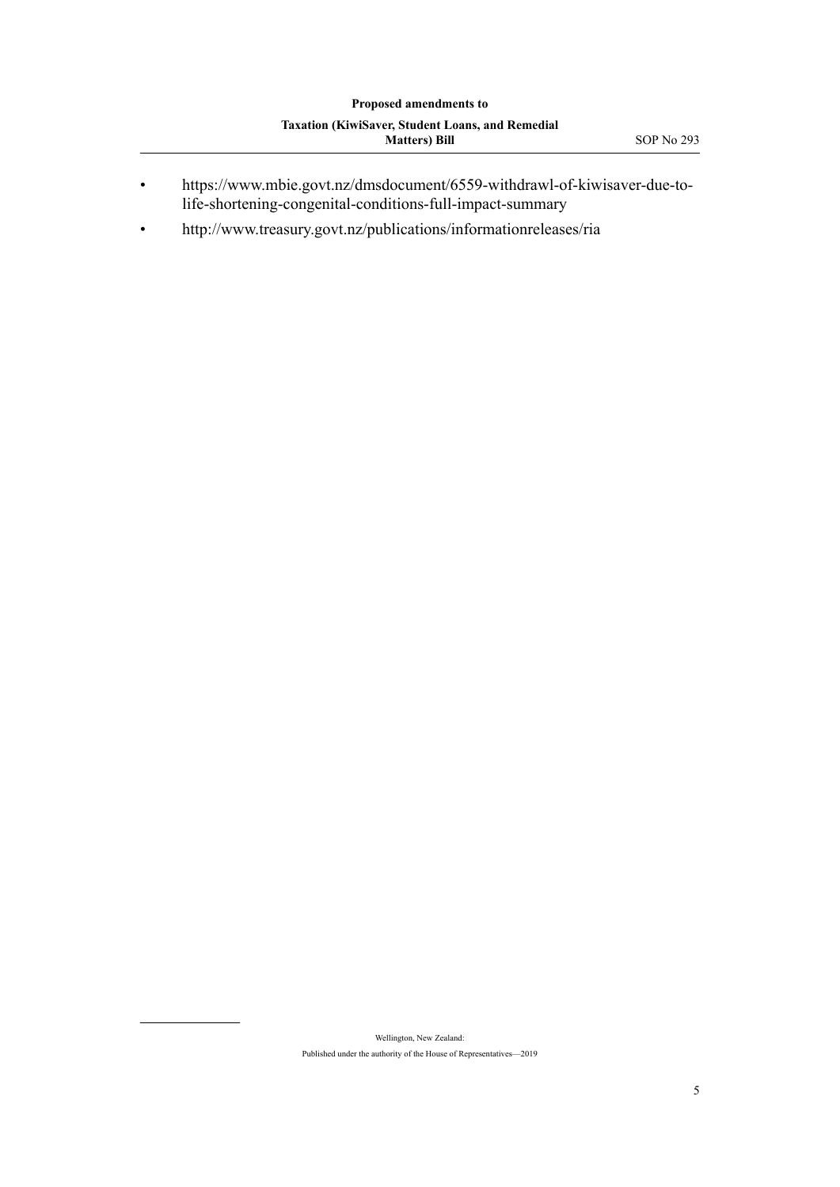- https://www.mbie.govt.nz/dmsdocument/6559-withdrawl-of-kiwisaver-due-to-life-shortening-congenital-conditions-full-impact-summary
- http://www.treasury.govt.nz/publications/informationreleases/ria

Wellington, New Zealand:

Published under the authority of the House of Representatives—2019